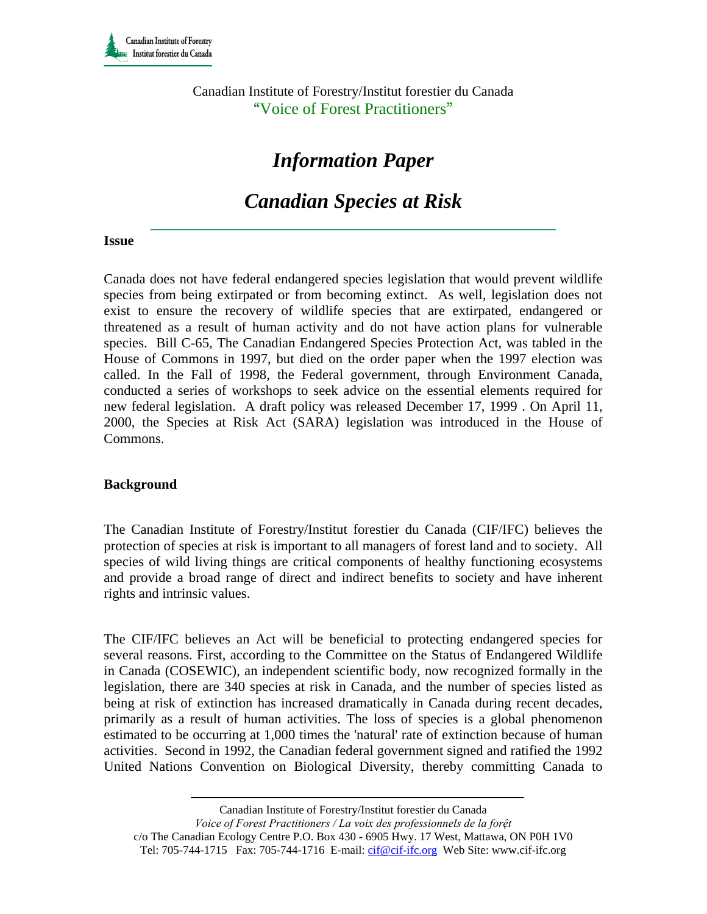Canadian Institute of Forestry/Institut forestier du Canada
"Voice of Forest Practitioners"

# *Information Paper*

# *Canadian Species at Risk*

**Issue**

Canada does not have federal endangered species legislation that would prevent wildlife species from being extirpated or from becoming extinct. As well, legislation does not exist to ensure the recovery of wildlife species that are extirpated, endangered or threatened as a result of human activity and do not have action plans for vulnerable species. Bill C-65, The Canadian Endangered Species Protection Act, was tabled in the House of Commons in 1997, but died on the order paper when the 1997 election was called. In the Fall of 1998, the Federal government, through Environment Canada, conducted a series of workshops to seek advice on the essential elements required for new federal legislation. A draft policy was released December 17, 1999 . On April 11, 2000, the Species at Risk Act (SARA) legislation was introduced in the House of Commons.

**Background**

The Canadian Institute of Forestry/Institut forestier du Canada (CIF/IFC) believes the protection of species at risk is important to all managers of forest land and to society. All species of wild living things are critical components of healthy functioning ecosystems and provide a broad range of direct and indirect benefits to society and have inherent rights and intrinsic values.

The CIF/IFC believes an Act will be beneficial to protecting endangered species for several reasons. First, according to the Committee on the Status of Endangered Wildlife in Canada (COSEWIC), an independent scientific body, now recognized formally in the legislation, there are 340 species at risk in Canada, and the number of species listed as being at risk of extinction has increased dramatically in Canada during recent decades, primarily as a result of human activities. The loss of species is a global phenomenon estimated to be occurring at 1,000 times the 'natural' rate of extinction because of human activities. Second in 1992, the Canadian federal government signed and ratified the 1992 United Nations Convention on Biological Diversity, thereby committing Canada to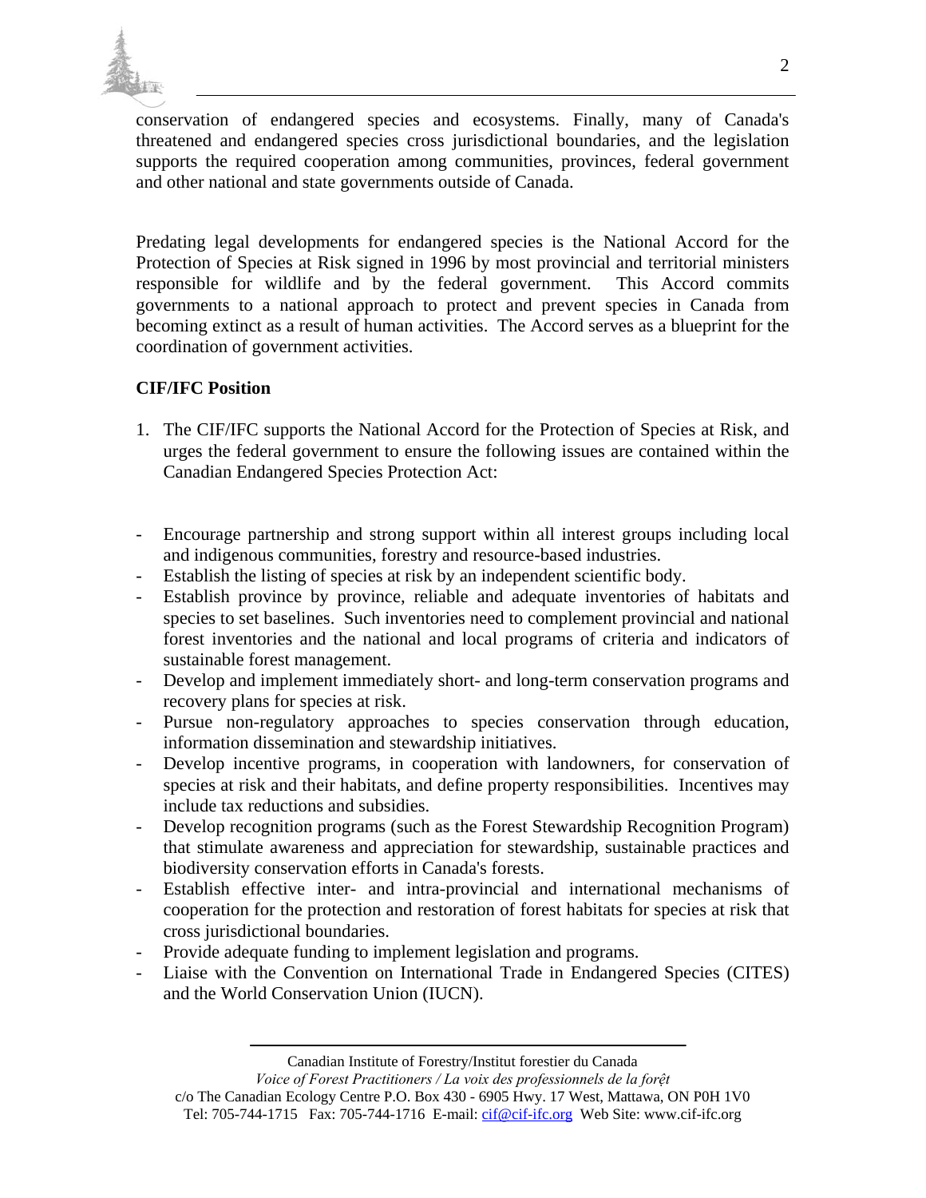conservation of endangered species and ecosystems. Finally, many of Canada's threatened and endangered species cross jurisdictional boundaries, and the legislation supports the required cooperation among communities, provinces, federal government and other national and state governments outside of Canada.

Predating legal developments for endangered species is the National Accord for the Protection of Species at Risk signed in 1996 by most provincial and territorial ministers responsible for wildlife and by the federal government. This Accord commits governments to a national approach to protect and prevent species in Canada from becoming extinct as a result of human activities. The Accord serves as a blueprint for the coordination of government activities.

**CIF/IFC Position**

1. The CIF/IFC supports the National Accord for the Protection of Species at Risk, and urges the federal government to ensure the following issues are contained within the Canadian Endangered Species Protection Act:

- Encourage partnership and strong support within all interest groups including local and indigenous communities, forestry and resource-based industries.
- Establish the listing of species at risk by an independent scientific body.
- Establish province by province, reliable and adequate inventories of habitats and species to set baselines. Such inventories need to complement provincial and national forest inventories and the national and local programs of criteria and indicators of sustainable forest management.
- Develop and implement immediately short- and long-term conservation programs and recovery plans for species at risk.
- Pursue non-regulatory approaches to species conservation through education, information dissemination and stewardship initiatives.
- Develop incentive programs, in cooperation with landowners, for conservation of species at risk and their habitats, and define property responsibilities. Incentives may include tax reductions and subsidies.
- Develop recognition programs (such as the Forest Stewardship Recognition Program) that stimulate awareness and appreciation for stewardship, sustainable practices and biodiversity conservation efforts in Canada's forests.
- Establish effective inter- and intra-provincial and international mechanisms of cooperation for the protection and restoration of forest habitats for species at risk that cross jurisdictional boundaries.
- Provide adequate funding to implement legislation and programs.
- Liaise with the Convention on International Trade in Endangered Species (CITES) and the World Conservation Union (IUCN).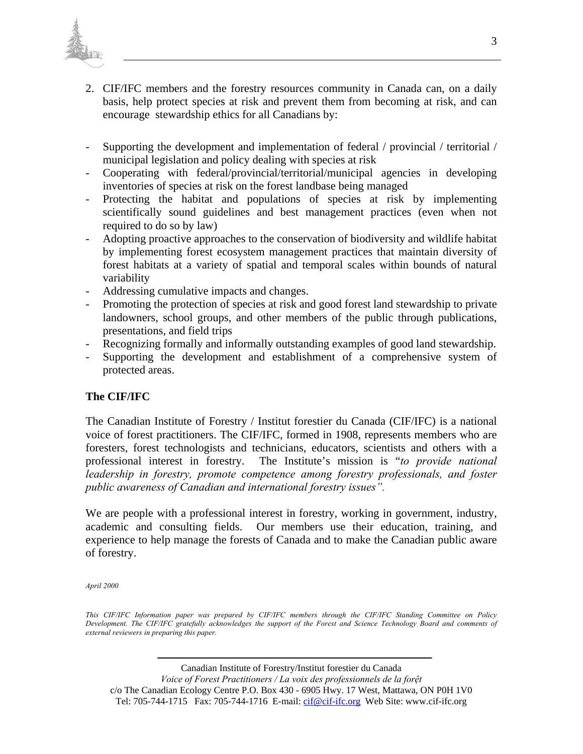2. CIF/IFC members and the forestry resources community in Canada can, on a daily basis, help protect species at risk and prevent them from becoming at risk, and can encourage stewardship ethics for all Canadians by:

- Supporting the development and implementation of federal / provincial / territorial / municipal legislation and policy dealing with species at risk
- Cooperating with federal/provincial/territorial/municipal agencies in developing inventories of species at risk on the forest landbase being managed
- Protecting the habitat and populations of species at risk by implementing scientifically sound guidelines and best management practices (even when not required to do so by law)
- Adopting proactive approaches to the conservation of biodiversity and wildlife habitat by implementing forest ecosystem management practices that maintain diversity of forest habitats at a variety of spatial and temporal scales within bounds of natural variability
- Addressing cumulative impacts and changes.
- Promoting the protection of species at risk and good forest land stewardship to private landowners, school groups, and other members of the public through publications, presentations, and field trips
- Recognizing formally and informally outstanding examples of good land stewardship.
- Supporting the development and establishment of a comprehensive system of protected areas.

**The CIF/IFC**

The Canadian Institute of Forestry / Institut forestier du Canada (CIF/IFC) is a national voice of forest practitioners. The CIF/IFC, formed in 1908, represents members who are foresters, forest technologists and technicians, educators, scientists and others with a professional interest in forestry. The Institute's mission is "*to provide national leadership in forestry, promote competence among forestry professionals, and foster public awareness of Canadian and international forestry issues".*

We are people with a professional interest in forestry, working in government, industry, academic and consulting fields. Our members use their education, training, and experience to help manage the forests of Canada and to make the Canadian public aware of forestry.

*April 2000*

*This CIF/IFC Information paper was prepared by CIF/IFC members through the CIF/IFC Standing Committee on Policy Development. The CIF/IFC gratefully acknowledges the support of the Forest and Science Technology Board and comments of external reviewers in preparing this paper.*

Canadian Institute of Forestry/Institut forestier du Canada
*Voice of Forest Practitioners / La voix des professionnels de la forệt*
c/o The Canadian Ecology Centre P.O. Box 430 - 6905 Hwy. 17 West, Mattawa, ON P0H 1V0
Tel: 705-744-1715 Fax: 705-744-1716 E-mail: cif@cif-ifc.org Web Site: www.cif-ifc.org